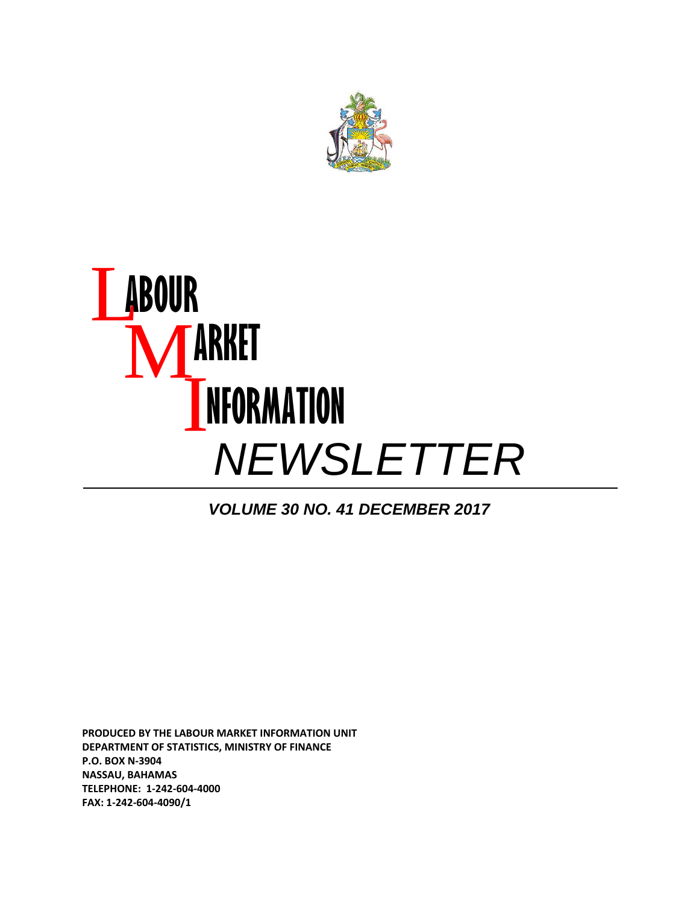# LABOUR MARKET INFORMATION NEWSLETTER

***VOLUME 30 NO. 41 DECEMBER 2017***

**PRODUCED BY THE LABOUR MARKET INFORMATION UNIT**
**DEPARTMENT OF STATISTICS, MINISTRY OF FINANCE**
**P.O. BOX N-3904**
**NASSAU, BAHAMAS**
**TELEPHONE: 1-242-604-4000**
**FAX: 1-242-604-4090/1**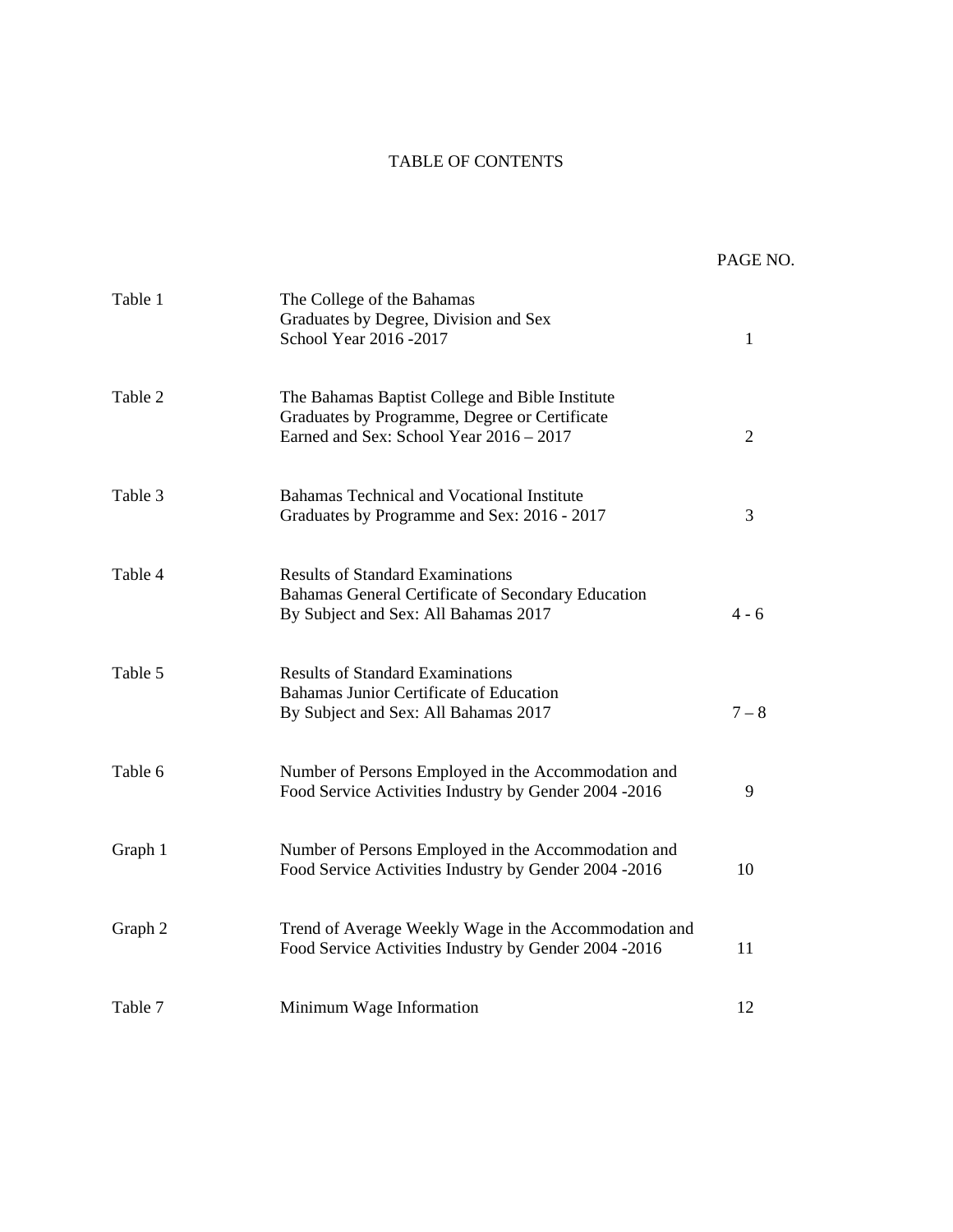# TABLE OF CONTENTS

| | | PAGE NO. |
|---|---|---|
| Table 1 | The College of the Bahamas Graduates by Degree, Division and Sex School Year 2016 -2017 | 1 |
| Table 2 | The Bahamas Baptist College and Bible Institute Graduates by Programme, Degree or Certificate Earned and Sex: School Year 2016 – 2017 | 2 |
| Table 3 | Bahamas Technical and Vocational Institute Graduates by Programme and Sex: 2016 - 2017 | 3 |
| Table 4 | Results of Standard Examinations Bahamas General Certificate of Secondary Education By Subject and Sex: All Bahamas 2017 | 4 - 6 |
| Table 5 | Results of Standard Examinations Bahamas Junior Certificate of Education By Subject and Sex: All Bahamas 2017 | 7 – 8 |
| Table 6 | Number of Persons Employed in the Accommodation and Food Service Activities Industry by Gender 2004 -2016 | 9 |
| Graph 1 | Number of Persons Employed in the Accommodation and Food Service Activities Industry by Gender 2004 -2016 | 10 |
| Graph 2 | Trend of Average Weekly Wage in the Accommodation and Food Service Activities Industry by Gender 2004 -2016 | 11 |
| Table 7 | Minimum Wage Information | 12 |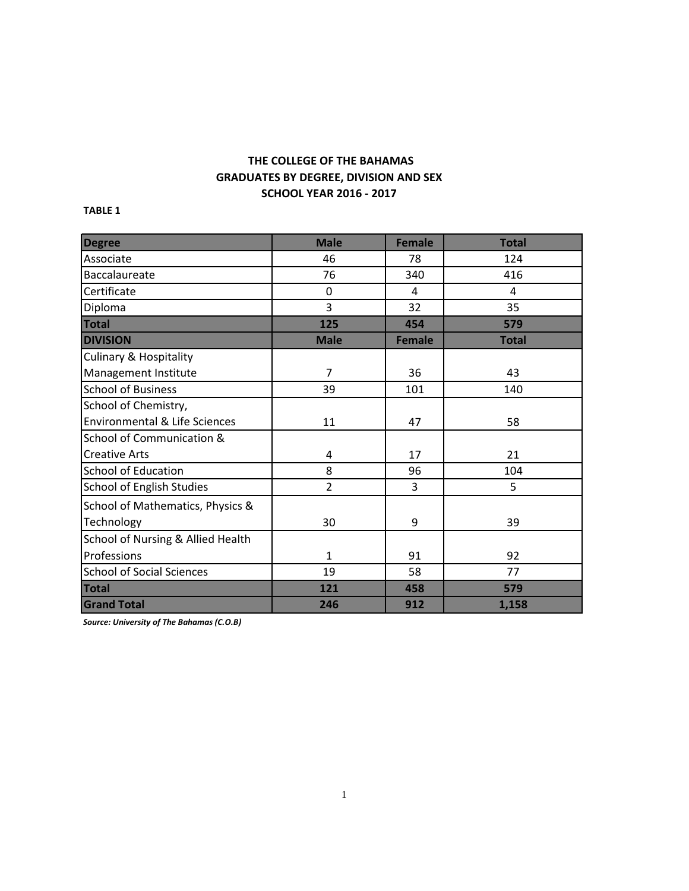**THE COLLEGE OF THE BAHAMAS**
**GRADUATES BY DEGREE, DIVISION AND SEX**
**SCHOOL YEAR 2016 - 2017**

**TABLE 1**

| Degree | Male | Female | Total |
|---|---|---|---|
| Associate | 46 | 78 | 124 |
| Baccalaureate | 76 | 340 | 416 |
| Certificate | 0 | 4 | 4 |
| Diploma | 3 | 32 | 35 |
| **Total** | **125** | **454** | **579** |
| **DIVISION** | **Male** | **Female** | **Total** |
| Culinary & Hospitality Management Institute | 7 | 36 | 43 |
| School of Business | 39 | 101 | 140 |
| School of Chemistry, Environmental & Life Sciences | 11 | 47 | 58 |
| School of Communication & Creative Arts | 4 | 17 | 21 |
| School of Education | 8 | 96 | 104 |
| School of English Studies | 2 | 3 | 5 |
| School of Mathematics, Physics & Technology | 30 | 9 | 39 |
| School of Nursing & Allied Health Professions | 1 | 91 | 92 |
| School of Social Sciences | 19 | 58 | 77 |
| **Total** | **121** | **458** | **579** |
| **Grand Total** | **246** | **912** | **1,158** |

***Source: University of The Bahamas (C.O.B)***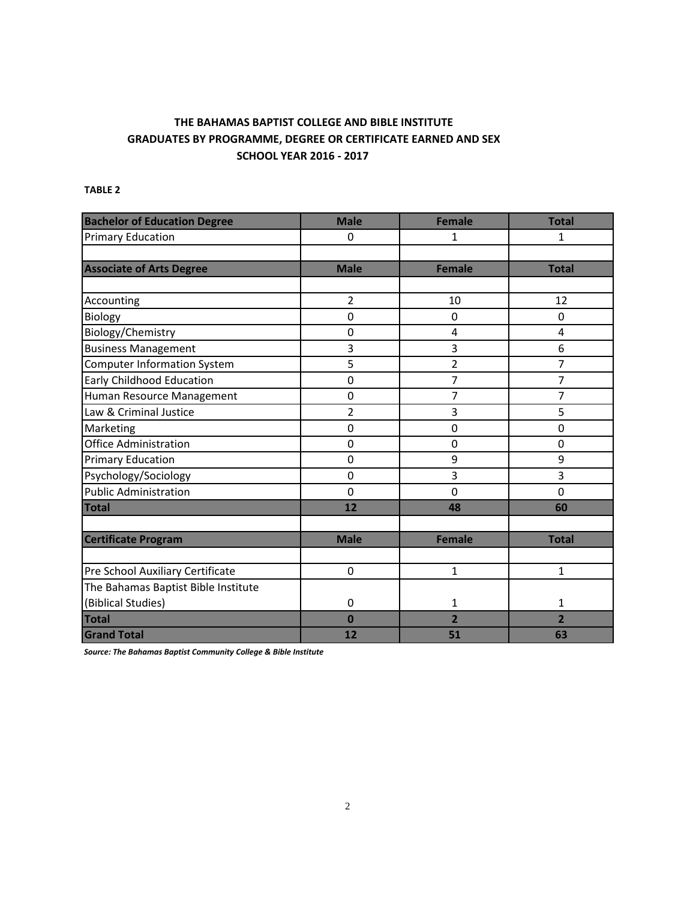**THE BAHAMAS BAPTIST COLLEGE AND BIBLE INSTITUTE**
**GRADUATES BY PROGRAMME, DEGREE OR CERTIFICATE EARNED AND SEX**
**SCHOOL YEAR 2016 - 2017**

**TABLE 2**

| Bachelor of Education Degree | Male | Female | Total |
|---|---|---|---|
| Primary Education | 0 | 1 | 1 |
| | | | |
| **Associate of Arts Degree** | **Male** | **Female** | **Total** |
| | | | |
| Accounting | 2 | 10 | 12 |
| Biology | 0 | 0 | 0 |
| Biology/Chemistry | 0 | 4 | 4 |
| Business Management | 3 | 3 | 6 |
| Computer Information System | 5 | 2 | 7 |
| Early Childhood Education | 0 | 7 | 7 |
| Human Resource Management | 0 | 7 | 7 |
| Law & Criminal Justice | 2 | 3 | 5 |
| Marketing | 0 | 0 | 0 |
| Office Administration | 0 | 0 | 0 |
| Primary Education | 0 | 9 | 9 |
| Psychology/Sociology | 0 | 3 | 3 |
| Public Administration | 0 | 0 | 0 |
| **Total** | **12** | **48** | **60** |
| | | | |
| **Certificate Program** | **Male** | **Female** | **Total** |
| | | | |
| Pre School Auxiliary Certificate | 0 | 1 | 1 |
| The Bahamas Baptist Bible Institute (Biblical Studies) | 0 | 1 | 1 |
| **Total** | **0** | **2** | **2** |
| **Grand Total** | **12** | **51** | **63** |

***Source: The Bahamas Baptist Community College & Bible Institute***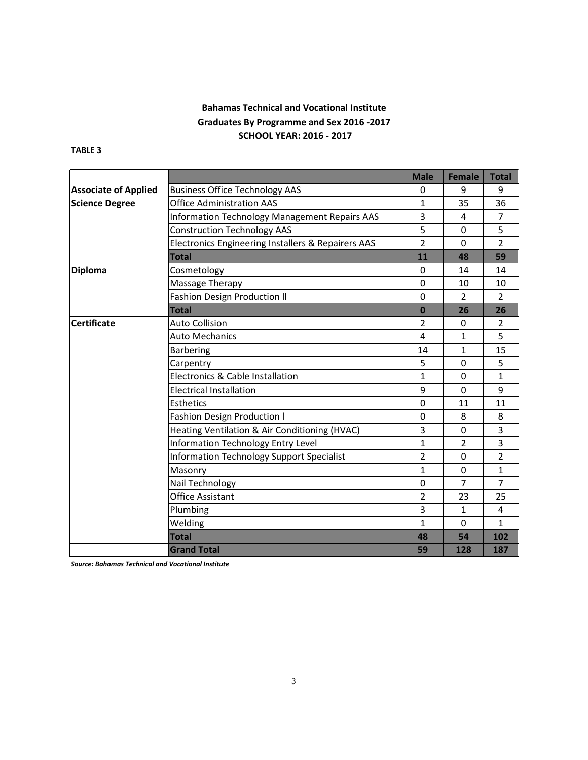**Bahamas Technical and Vocational Institute**
**Graduates By Programme and Sex 2016 -2017**
**SCHOOL YEAR: 2016 - 2017**

**TABLE 3**

| | | Male | Female | Total |
|---|---|---|---|---|
| **Associate of Applied Science Degree** | Business Office Technology AAS | 0 | 9 | 9 |
| | Office Administration AAS | 1 | 35 | 36 |
| | Information Technology Management Repairs AAS | 3 | 4 | 7 |
| | Construction Technology AAS | 5 | 0 | 5 |
| | Electronics Engineering Installers & Repairers AAS | 2 | 0 | 2 |
| | **Total** | **11** | **48** | **59** |
| **Diploma** | Cosmetology | 0 | 14 | 14 |
| | Massage Therapy | 0 | 10 | 10 |
| | Fashion Design Production ll | 0 | 2 | 2 |
| | **Total** | **0** | **26** | **26** |
| **Certificate** | Auto Collision | 2 | 0 | 2 |
| | Auto Mechanics | 4 | 1 | 5 |
| | Barbering | 14 | 1 | 15 |
| | Carpentry | 5 | 0 | 5 |
| | Electronics & Cable Installation | 1 | 0 | 1 |
| | Electrical Installation | 9 | 0 | 9 |
| | Esthetics | 0 | 11 | 11 |
| | Fashion Design Production l | 0 | 8 | 8 |
| | Heating Ventilation & Air Conditioning (HVAC) | 3 | 0 | 3 |
| | Information Technology Entry Level | 1 | 2 | 3 |
| | Information Technology Support Specialist | 2 | 0 | 2 |
| | Masonry | 1 | 0 | 1 |
| | Nail Technology | 0 | 7 | 7 |
| | Office Assistant | 2 | 23 | 25 |
| | Plumbing | 3 | 1 | 4 |
| | Welding | 1 | 0 | 1 |
| | **Total** | **48** | **54** | **102** |
| | **Grand Total** | **59** | **128** | **187** |

***Source: Bahamas Technical and Vocational Institute***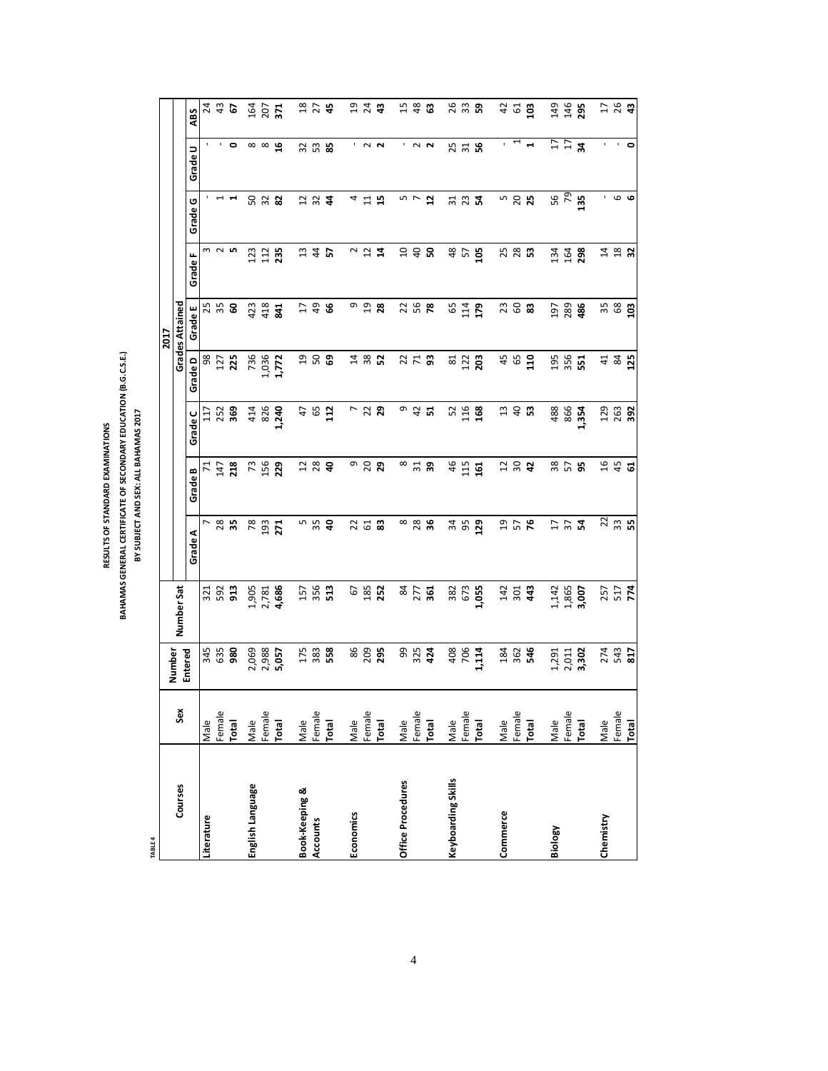TABLE 4

**RESULTS OF STANDARD EXAMINATIONS**
**BAHAMAS GENERAL CERTIFICATE OF SECONDARY EDUCATION (B.G.C.S.E.)**
**BY SUBJECT AND SEX: ALL BAHAMAS 2017**

| Courses | Sex | Number Entered | Number Sat | 2017 | | | | | | | | |
|---|---|---|---|---|---|---|---|---|---|---|---|---|
| | | | | Grades Attained | | | | | | | | |
| | | | | Grade A | Grade B | Grade C | Grade D | Grade E | Grade F | Grade G | Grade U | ABS |
| Literature | Male | 345 | 321 | 7 | 71 | 117 | 98 | 25 | 3 | - | - | 24 |
| | Female | 635 | 592 | 28 | 147 | 252 | 127 | 35 | 2 | 1 | - | 43 |
| | **Total** | **980** | **913** | **35** | **218** | **369** | **225** | **60** | **5** | **1** | **0** | **67** |
| English Language | Male | 2,069 | 1,905 | 78 | 73 | 414 | 736 | 423 | 123 | 50 | 8 | 164 |
| | Female | 2,988 | 2,781 | 193 | 156 | 826 | 1,036 | 418 | 112 | 32 | 8 | 207 |
| | **Total** | **5,057** | **4,686** | **271** | **229** | **1,240** | **1,772** | **841** | **235** | **82** | **16** | **371** |
| Book-Keeping & Accounts | Male | 175 | 157 | 5 | 12 | 47 | 19 | 17 | 13 | 12 | 32 | 18 |
| | Female | 383 | 356 | 35 | 28 | 65 | 50 | 49 | 44 | 32 | 53 | 27 |
| | **Total** | **558** | **513** | **40** | **40** | **112** | **69** | **66** | **57** | **44** | **85** | **45** |
| Economics | Male | 86 | 67 | 22 | 9 | 7 | 14 | 9 | 2 | 4 | - | 19 |
| | Female | 209 | 185 | 61 | 20 | 22 | 38 | 19 | 12 | 11 | 2 | 24 |
| | **Total** | **295** | **252** | **83** | **29** | **29** | **52** | **28** | **14** | **15** | **2** | **43** |
| Office Procedures | Male | 99 | 84 | 8 | 8 | 9 | 22 | 22 | 10 | 5 | - | 15 |
| | Female | 325 | 277 | 28 | 31 | 42 | 71 | 56 | 40 | 7 | 2 | 48 |
| | **Total** | **424** | **361** | **36** | **39** | **51** | **93** | **78** | **50** | **12** | **2** | **63** |
| Keyboarding Skills | Male | 408 | 382 | 34 | 46 | 52 | 81 | 65 | 48 | 31 | 25 | 26 |
| | Female | 706 | 673 | 95 | 115 | 116 | 122 | 114 | 57 | 23 | 31 | 33 |
| | **Total** | **1,114** | **1,055** | **129** | **161** | **168** | **203** | **179** | **105** | **54** | **56** | **59** |
| Commerce | Male | 184 | 142 | 19 | 12 | 13 | 45 | 23 | 25 | 5 | - | 42 |
| | Female | 362 | 301 | 57 | 30 | 40 | 65 | 60 | 28 | 20 | 1 | 61 |
| | **Total** | **546** | **443** | **76** | **42** | **53** | **110** | **83** | **53** | **25** | **1** | **103** |
| Biology | Male | 1,291 | 1,142 | 17 | 38 | 488 | 195 | 197 | 134 | 56 | 17 | 149 |
| | Female | 2,011 | 1,865 | 37 | 57 | 866 | 356 | 289 | 164 | 79 | 17 | 146 |
| | **Total** | **3,302** | **3,007** | **54** | **95** | **1,354** | **551** | **486** | **298** | **135** | **34** | **295** |
| Chemistry | Male | 274 | 257 | 22 | 16 | 129 | 41 | 35 | 14 | - | - | 17 |
| | Female | 543 | 517 | 33 | 45 | 263 | 84 | 68 | 18 | 6 | - | 26 |
| | **Total** | **817** | **774** | **55** | **61** | **392** | **125** | **103** | **32** | **6** | **0** | **43** |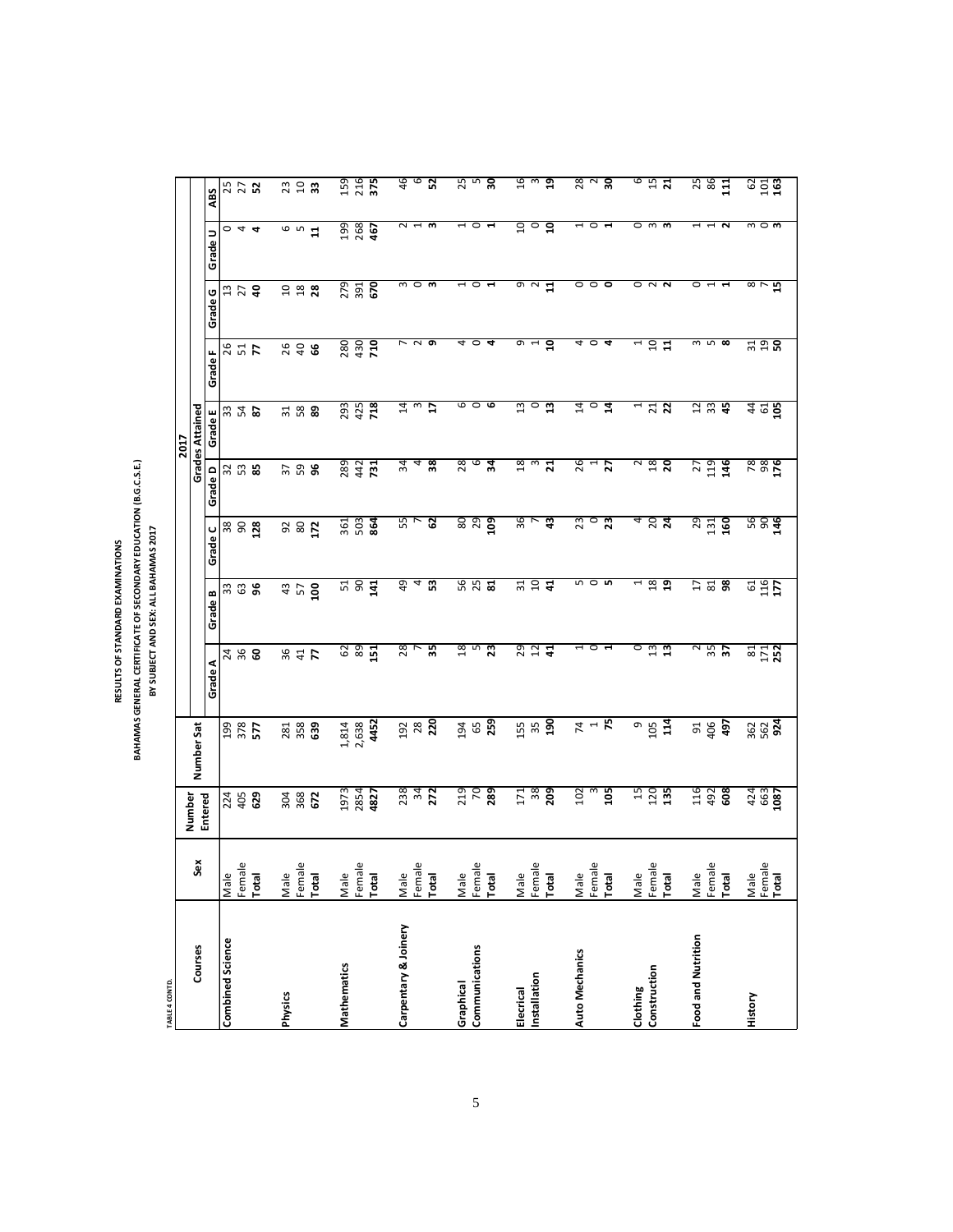TABLE 4 CONTD.

**RESULTS OF STANDARD EXAMINATIONS**
**BAHAMAS GENERAL CERTIFICATE OF SECONDARY EDUCATION (B.G.C.S.E.)**
**BY SUBJECT AND SEX: ALL BAHAMAS 2017**

| Courses | Sex | Number Entered | Number Sat | 2017 | | | | | | | | |
|---|---|---|---|---|---|---|---|---|---|---|---|---|
| | | | | Grades Attained | | | | | | | | |
| | | | | Grade A | Grade B | Grade C | Grade D | Grade E | Grade F | Grade G | Grade U | ABS |
| **Combined Science** | Male | 224 | 199 | 24 | 33 | 38 | 32 | 33 | 26 | 13 | 0 | 25 |
| | Female | 405 | 378 | 36 | 63 | 90 | 53 | 54 | 51 | 27 | 4 | 27 |
| | **Total** | **629** | **577** | **60** | **96** | **128** | **85** | **87** | **77** | **40** | **4** | **52** |
| **Physics** | Male | 304 | 281 | 36 | 43 | 92 | 37 | 31 | 26 | 10 | 6 | 23 |
| | Female | 368 | 358 | 41 | 57 | 80 | 59 | 58 | 40 | 18 | 5 | 10 |
| | **Total** | **672** | **639** | **77** | **100** | **172** | **96** | **89** | **66** | **28** | **11** | **33** |
| **Mathematics** | Male | 1973 | 1,814 | 62 | 51 | 361 | 289 | 293 | 280 | 279 | 199 | 159 |
| | Female | 2854 | 2,638 | 89 | 90 | 503 | 442 | 425 | 430 | 391 | 268 | 216 |
| | **Total** | **4827** | **4452** | **151** | **141** | **864** | **731** | **718** | **710** | **670** | **467** | **375** |
| **Carpentary & Joinery** | Male | 238 | 192 | 28 | 49 | 55 | 34 | 14 | 7 | 3 | 2 | 46 |
| | Female | 34 | 28 | 7 | 4 | 7 | 4 | 3 | 2 | 0 | 1 | 6 |
| | **Total** | **272** | **220** | **35** | **53** | **62** | **38** | **17** | **9** | **3** | **3** | **52** |
| **Graphical Communications** | Male | 219 | 194 | 18 | 56 | 80 | 28 | 6 | 4 | 1 | 1 | 25 |
| | Female | 70 | 65 | 5 | 25 | 29 | 6 | 0 | 0 | 0 | 0 | 5 |
| | **Total** | **289** | **259** | **23** | **81** | **109** | **34** | **6** | **4** | **1** | **1** | **30** |
| **Elecrical Installation** | Male | 171 | 155 | 29 | 31 | 36 | 18 | 13 | 9 | 9 | 10 | 16 |
| | Female | 38 | 35 | 12 | 10 | 7 | 3 | 0 | 1 | 2 | 0 | 3 |
| | **Total** | **209** | **190** | **41** | **41** | **43** | **21** | **13** | **10** | **11** | **10** | **19** |
| **Auto Mechanics** | Male | 102 | 74 | 1 | 5 | 23 | 26 | 14 | 4 | 0 | 1 | 28 |
| | Female | 3 | 1 | 0 | 0 | 0 | 1 | 0 | 0 | 0 | 0 | 2 |
| | **Total** | **105** | **75** | **1** | **5** | **23** | **27** | **14** | **4** | **0** | **1** | **30** |
| **Clothing Construction** | Male | 15 | 9 | 0 | 1 | 4 | 2 | 1 | 1 | 0 | 0 | 6 |
| | Female | 120 | 105 | 13 | 18 | 20 | 18 | 21 | 10 | 2 | 3 | 15 |
| | **Total** | **135** | **114** | **13** | **19** | **24** | **20** | **22** | **11** | **2** | **3** | **21** |
| **Food and Nutrition** | Male | 116 | 91 | 2 | 17 | 29 | 27 | 12 | 3 | 0 | 1 | 25 |
| | Female | 492 | 406 | 35 | 81 | 131 | 119 | 33 | 5 | 1 | 1 | 86 |
| | **Total** | **608** | **497** | **37** | **98** | **160** | **146** | **45** | **8** | **1** | **2** | **111** |
| **History** | Male | 424 | 362 | 81 | 61 | 56 | 78 | 44 | 31 | 8 | 3 | 62 |
| | Female | 663 | 562 | 171 | 116 | 90 | 98 | 61 | 19 | 7 | 0 | 101 |
| | **Total** | **1087** | **924** | **252** | **177** | **146** | **176** | **105** | **50** | **15** | **3** | **163** |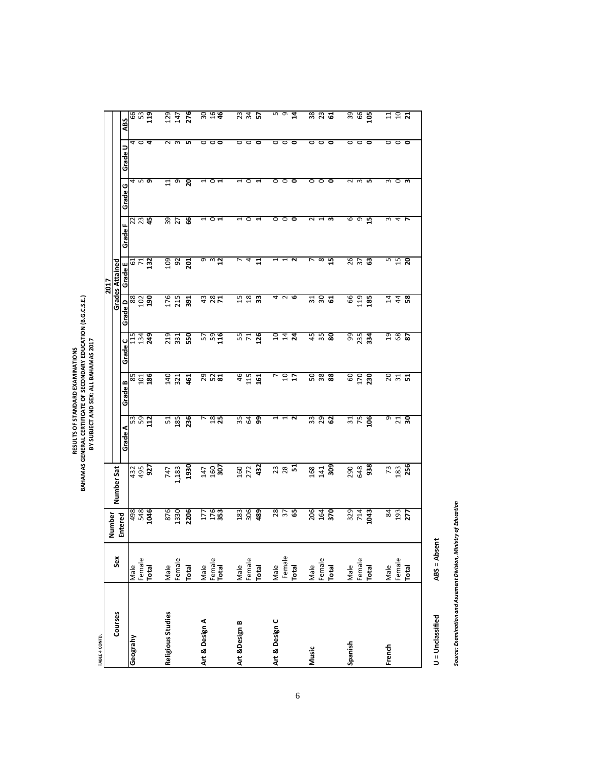TABLE 4 CONTD.

**RESULTS OF STANDARD EXAMINATIONS**
**BAHAMAS GENERAL CERTIFICATE OF SECONDARY EDUCATION (B.G.C.S.E.)**
**BY SUBJECT AND SEX: ALL BAHAMAS 2017**

| Courses | Sex | Number Entered | Number Sat | 2017 | | | | | | | | |
|---|---|---|---|---|---|---|---|---|---|---|---|---|
| | | | | Grades Attained | | | | | | | | |
| | | | | Grade A | Grade B | Grade C | Grade D | Grade E | Grade F | Grade G | Grade U | ABS |
| **Geograhy** | Male | 498 | 432 | 53 | 85 | 115 | 88 | 61 | 22 | 4 | 4 | 66 |
| | Female | 548 | 495 | 59 | 101 | 134 | 102 | 71 | 23 | 5 | 0 | 53 |
| | **Total** | **1046** | **927** | **112** | **186** | **249** | **190** | **132** | **45** | **9** | **4** | **119** |
| **Religious Studies** | Male | 876 | 747 | 51 | 140 | 219 | 176 | 109 | 39 | 11 | 2 | 129 |
| | Female | 1330 | 1,183 | 185 | 321 | 331 | 215 | 92 | 27 | 9 | 3 | 147 |
| | **Total** | **2206** | **1930** | **236** | **461** | **550** | **391** | **201** | **66** | **20** | **5** | **276** |
| **Art & Design A** | Male | 177 | 147 | 7 | 29 | 57 | 43 | 9 | 1 | 1 | 0 | 30 |
| | Female | 176 | 160 | 18 | 52 | 59 | 28 | 3 | 0 | 0 | 0 | 16 |
| | **Total** | **353** | **307** | **25** | **81** | **116** | **71** | **12** | **1** | **1** | **0** | **46** |
| **Art &Design B** | Male | 183 | 160 | 35 | 46 | 55 | 15 | 7 | 1 | 1 | 0 | 23 |
| | Female | 306 | 272 | 64 | 115 | 71 | 18 | 4 | 0 | 0 | 0 | 34 |
| | **Total** | **489** | **432** | **99** | **161** | **126** | **33** | **11** | **1** | **1** | **0** | **57** |
| **Art & Design C** | Male | 28 | 23 | 1 | 7 | 10 | 4 | 1 | 0 | 0 | 0 | 5 |
| | Female | 37 | 28 | 1 | 10 | 14 | 2 | 1 | 0 | 0 | 0 | 9 |
| | **Total** | **65** | **51** | **2** | **17** | **24** | **6** | **2** | **0** | **0** | **0** | **14** |
| **Music** | Male | 206 | 168 | 33 | 50 | 45 | 31 | 7 | 2 | 0 | 0 | 38 |
| | Female | 164 | 141 | 29 | 38 | 35 | 30 | 8 | 1 | 0 | 0 | 23 |
| | **Total** | **370** | **309** | **62** | **88** | **80** | **61** | **15** | **3** | **0** | **0** | **61** |
| **Spanish** | Male | 329 | 290 | 31 | 60 | 99 | 66 | 26 | 6 | 2 | 0 | 39 |
| | Female | 714 | 648 | 75 | 170 | 235 | 119 | 37 | 9 | 3 | 0 | 66 |
| | **Total** | **1043** | **938** | **106** | **230** | **334** | **185** | **63** | **15** | **5** | **0** | **105** |
| **French** | Male | 84 | 73 | 9 | 20 | 19 | 14 | 5 | 3 | 3 | 0 | 11 |
| | Female | 193 | 183 | 21 | 31 | 68 | 44 | 15 | 4 | 0 | 0 | 10 |
| | **Total** | **277** | **256** | **30** | **51** | **87** | **58** | **20** | **7** | **3** | **0** | **21** |

**U = Unclassified** **ABS = Absent**

***Source: Examination and Assement Division, Ministry of Education***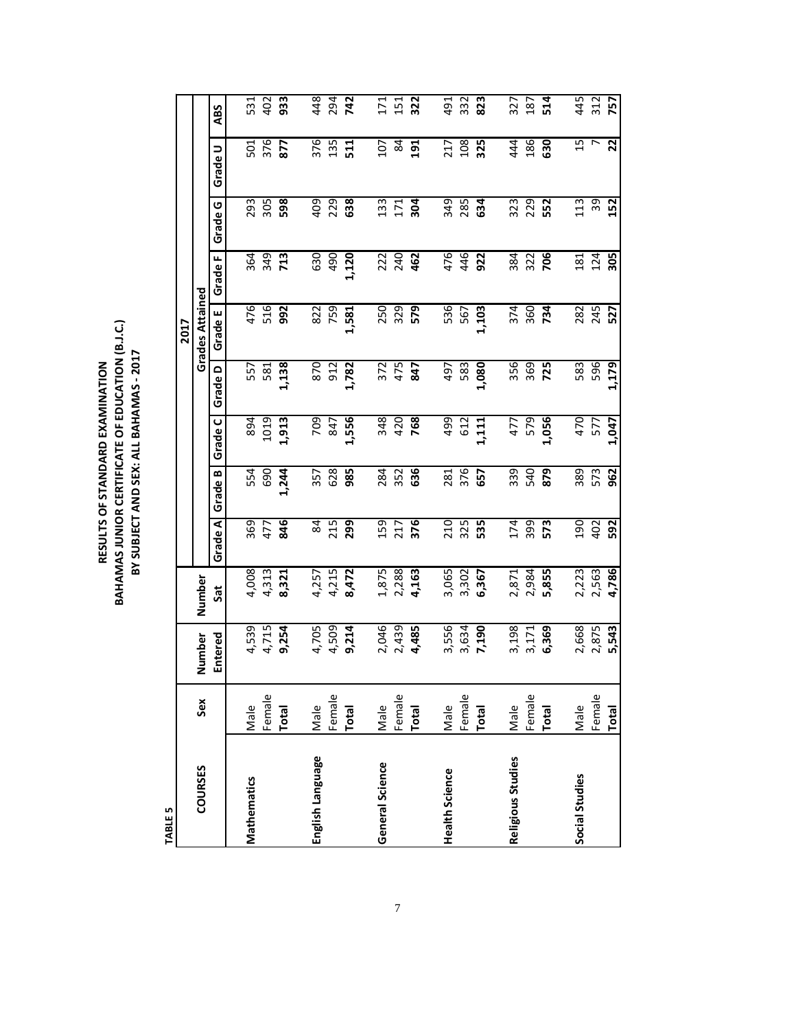# RESULTS OF STANDARD EXAMINATION
# BAHAMAS JUNIOR CERTIFICATE OF EDUCATION (B.J.C.)
## BY SUBJECT AND SEX: ALL BAHAMAS - 2017

**TABLE 5**

| COURSES | Sex | Number Entered | Number Sat | 2017 | | | | | | | | |
|---|---|---|---|---|---|---|---|---|---|---|---|---|
| | | | | Grades Attained | | | | | | | | |
| | | | | Grade A | Grade B | Grade C | Grade D | Grade E | Grade F | Grade G | Grade U | ABS |
| **Mathematics** | Male | 4,539 | 4,008 | 369 | 554 | 894 | 557 | 476 | 364 | 293 | 501 | 531 |
| | Female | 4,715 | 4,313 | 477 | 690 | 1019 | 581 | 516 | 349 | 305 | 376 | 402 |
| | **Total** | **9,254** | **8,321** | **846** | **1,244** | **1,913** | **1,138** | **992** | **713** | **598** | **877** | **933** |
| **English Language** | Male | 4,705 | 4,257 | 84 | 357 | 709 | 870 | 822 | 630 | 409 | 376 | 448 |
| | Female | 4,509 | 4,215 | 215 | 628 | 847 | 912 | 759 | 490 | 229 | 135 | 294 |
| | **Total** | **9,214** | **8,472** | **299** | **985** | **1,556** | **1,782** | **1,581** | **1,120** | **638** | **511** | **742** |
| **General Science** | Male | 2,046 | 1,875 | 159 | 284 | 348 | 372 | 250 | 222 | 133 | 107 | 171 |
| | Female | 2,439 | 2,288 | 217 | 352 | 420 | 475 | 329 | 240 | 171 | 84 | 151 |
| | **Total** | **4,485** | **4,163** | **376** | **636** | **768** | **847** | **579** | **462** | **304** | **191** | **322** |
| **Health Science** | Male | 3,556 | 3,065 | 210 | 281 | 499 | 497 | 536 | 476 | 349 | 217 | 491 |
| | Female | 3,634 | 3,302 | 325 | 376 | 612 | 583 | 567 | 446 | 285 | 108 | 332 |
| | **Total** | **7,190** | **6,367** | **535** | **657** | **1,111** | **1,080** | **1,103** | **922** | **634** | **325** | **823** |
| **Religious Studies** | Male | 3,198 | 2,871 | 174 | 339 | 477 | 356 | 374 | 384 | 323 | 444 | 327 |
| | Female | 3,171 | 2,984 | 399 | 540 | 579 | 369 | 360 | 322 | 229 | 186 | 187 |
| | **Total** | **6,369** | **5,855** | **573** | **879** | **1,056** | **725** | **734** | **706** | **552** | **630** | **514** |
| **Social Studies** | Male | 2,668 | 2,223 | 190 | 389 | 470 | 583 | 282 | 181 | 113 | 15 | 445 |
| | Female | 2,875 | 2,563 | 402 | 573 | 577 | 596 | 245 | 124 | 39 | 7 | 312 |
| | **Total** | **5,543** | **4,786** | **592** | **962** | **1,047** | **1,179** | **527** | **305** | **152** | **22** | **757** |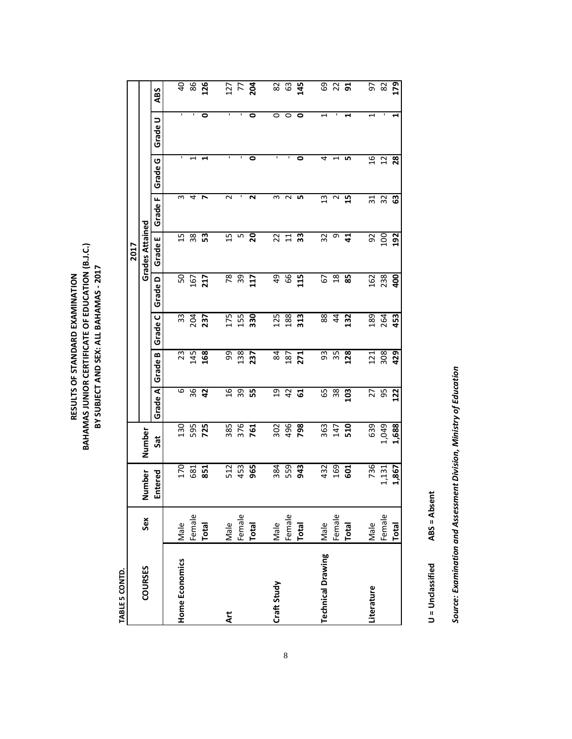TABLE 5 CONTD.

# RESULTS OF STANDARD EXAMINATION
## BAHAMAS JUNIOR CERTIFICATE OF EDUCATION (B.J.C.)
### BY SUBJECT AND SEX: ALL BAHAMAS - 2017

| COURSES | Sex | Number Entered | Number Sat | 2017 | | | | | | | | |
|---|---|---|---|---|---|---|---|---|---|---|---|---|
| | | | | Grades Attained | | | | | | | | |
| | | | | Grade A | Grade B | Grade C | Grade D | Grade E | Grade F | Grade G | Grade U | ABS |
| **Home Economics** | Male | 170 | 130 | 6 | 23 | 33 | 50 | 15 | 3 | - | - | 40 |
| | Female | 681 | 595 | 36 | 145 | 204 | 167 | 38 | 4 | 1 | - | 86 |
| | **Total** | **851** | **725** | **42** | **168** | **237** | **217** | **53** | **7** | **1** | **0** | **126** |
| **Art** | Male | 512 | 385 | 16 | 99 | 175 | 78 | 15 | 2 | - | - | 127 |
| | Female | 453 | 376 | 39 | 138 | 155 | 39 | 5 | - | - | - | 77 |
| | **Total** | **965** | **761** | **55** | **237** | **330** | **117** | **20** | **2** | **0** | **0** | **204** |
| **Craft Study** | Male | 384 | 302 | 19 | 84 | 125 | 49 | 22 | 3 | - | 0 | 82 |
| | Female | 559 | 496 | 42 | 187 | 188 | 66 | 11 | 2 | - | 0 | 63 |
| | **Total** | **943** | **798** | **61** | **271** | **313** | **115** | **33** | **5** | **0** | **0** | **145** |
| **Technical Drawing** | Male | 432 | 363 | 65 | 93 | 88 | 67 | 32 | 13 | 4 | 1 | 69 |
| | Female | 169 | 147 | 38 | 35 | 44 | 18 | 9 | 2 | 1 | - | 22 |
| | **Total** | **601** | **510** | **103** | **128** | **132** | **85** | **41** | **15** | **5** | **1** | **91** |
| **Literature** | Male | 736 | 639 | 27 | 121 | 189 | 162 | 92 | 31 | 16 | 1 | 97 |
| | Female | 1,131 | 1,049 | 95 | 308 | 264 | 238 | 100 | 32 | 12 | - | 82 |
| | **Total** | **1,867** | **1,688** | **122** | **429** | **453** | **400** | **192** | **63** | **28** | **1** | **179** |

**U = Unclassified** **ABS = Absent**

***Source: Examination and Assessment Division, Ministry of Education***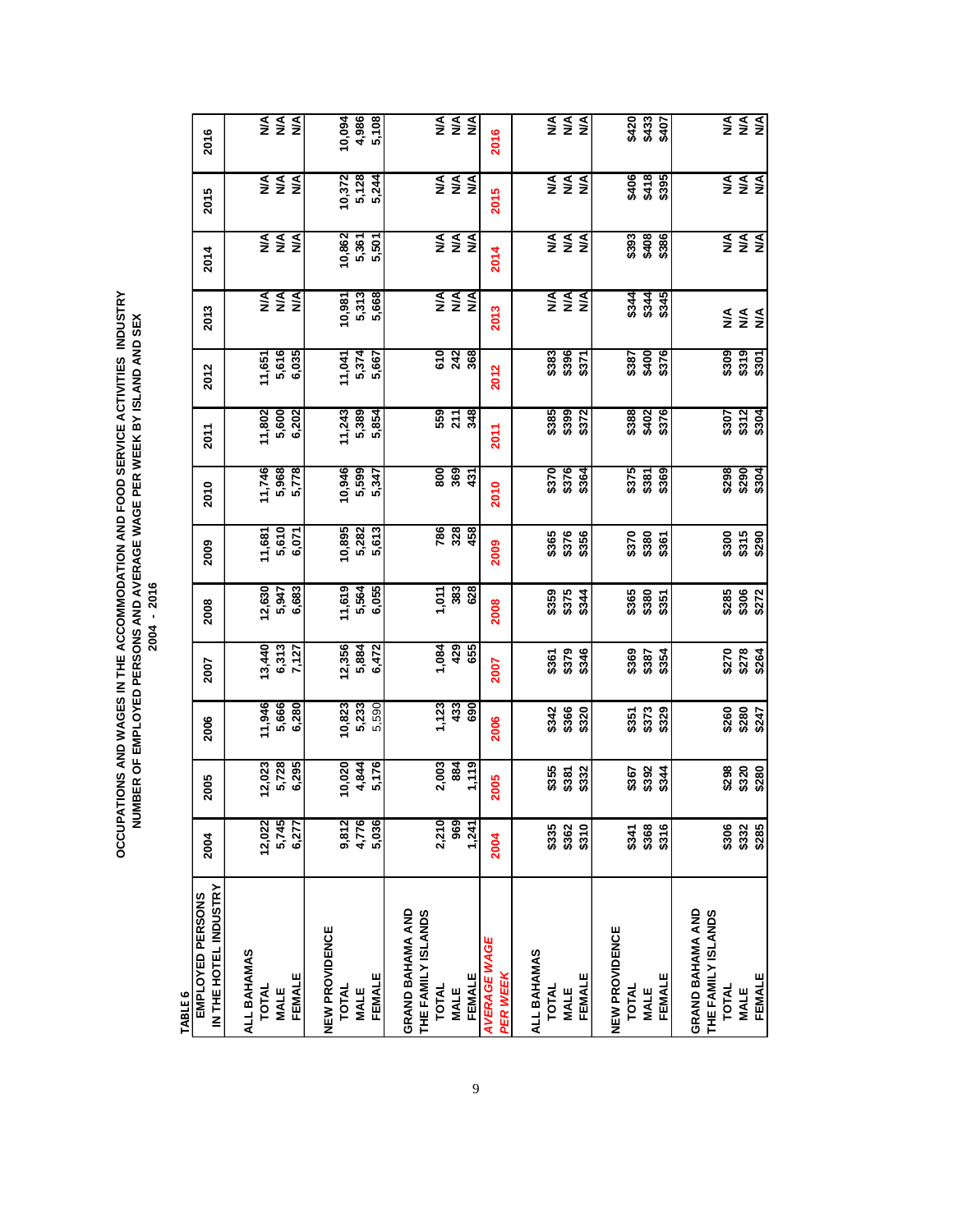# OCCUPATIONS AND WAGES IN THE ACCOMMODATION AND FOOD SERVICE ACTIVITIES INDUSTRY
## NUMBER OF EMPLOYED PERSONS AND AVERAGE WAGE PER WEEK BY ISLAND AND SEX
## 2004 - 2016

TABLE 6

| EMPLOYED PERSONS IN THE HOTEL INDUSTRY | 2004 | 2005 | 2006 | 2007 | 2008 | 2009 | 2010 | 2011 | 2012 | 2013 | 2014 | 2015 | 2016 |
|---|---|---|---|---|---|---|---|---|---|---|---|---|---|
| **ALL BAHAMAS** | | | | | | | | | | | | | |
| TOTAL | 12,022 | 12,023 | 11,946 | 13,440 | 12,630 | 11,681 | 11,746 | 11,802 | 11,651 | N/A | N/A | N/A | N/A |
| MALE | 5,745 | 5,728 | 5,666 | 6,313 | 5,947 | 5,610 | 5,968 | 5,600 | 5,616 | N/A | N/A | N/A | N/A |
| FEMALE | 6,277 | 6,295 | 6,280 | 7,127 | 6,683 | 6,071 | 5,778 | 6,202 | 6,035 | N/A | N/A | N/A | N/A |
| **NEW PROVIDENCE** | | | | | | | | | | | | | |
| TOTAL | 9,812 | 10,020 | 10,823 | 12,356 | 11,619 | 10,895 | 10,946 | 11,243 | 11,041 | 10,981 | 10,862 | 10,372 | 10,094 |
| MALE | 4,776 | 4,844 | 5,233 | 5,884 | 5,564 | 5,282 | 5,599 | 5,389 | 5,374 | 5,313 | 5,361 | 5,128 | 4,986 |
| FEMALE | 5,036 | 5,176 | 5,590 | 6,472 | 6,055 | 5,613 | 5,347 | 5,854 | 5,667 | 5,668 | 5,501 | 5,244 | 5,108 |
| **GRAND BAHAMA AND THE FAMILY ISLANDS** | | | | | | | | | | | | | |
| TOTAL | 2,210 | 2,003 | 1,123 | 1,084 | 1,011 | 786 | 800 | 559 | 610 | N/A | N/A | N/A | N/A |
| MALE | 969 | 884 | 433 | 429 | 383 | 328 | 369 | 211 | 242 | N/A | N/A | N/A | N/A |
| FEMALE | 1,241 | 1,119 | 690 | 655 | 628 | 458 | 431 | 348 | 368 | N/A | N/A | N/A | N/A |
| ***AVERAGE WAGE PER WEEK*** | **2004** | **2005** | **2006** | **2007** | **2008** | **2009** | **2010** | **2011** | **2012** | **2013** | **2014** | **2015** | **2016** |
| **ALL BAHAMAS** | | | | | | | | | | | | | |
| TOTAL | $335 | $355 | $342 | $361 | $359 | $365 | $370 | $385 | $383 | N/A | N/A | N/A | N/A |
| MALE | $362 | $381 | $366 | $379 | $375 | $376 | $376 | $399 | $396 | N/A | N/A | N/A | N/A |
| FEMALE | $310 | $332 | $320 | $346 | $344 | $356 | $364 | $372 | $371 | N/A | N/A | N/A | N/A |
| **NEW PROVIDENCE** | | | | | | | | | | | | | |
| TOTAL | $341 | $367 | $351 | $369 | $365 | $370 | $375 | $388 | $387 | $344 | $393 | $406 | $420 |
| MALE | $368 | $392 | $373 | $387 | $380 | $380 | $381 | $402 | $400 | $344 | $408 | $418 | $433 |
| FEMALE | $316 | $344 | $329 | $354 | $351 | $361 | $369 | $376 | $376 | $345 | $386 | $395 | $407 |
| **GRAND BAHAMA AND THE FAMILY ISLANDS** | | | | | | | | | | | | | |
| TOTAL | $306 | $298 | $260 | $270 | $285 | $300 | $298 | $307 | $309 | N/A | N/A | N/A | N/A |
| MALE | $332 | $320 | $280 | $278 | $306 | $315 | $290 | $312 | $319 | N/A | N/A | N/A | N/A |
| FEMALE | $285 | $280 | $247 | $264 | $272 | $290 | $304 | $304 | $301 | N/A | N/A | N/A | N/A |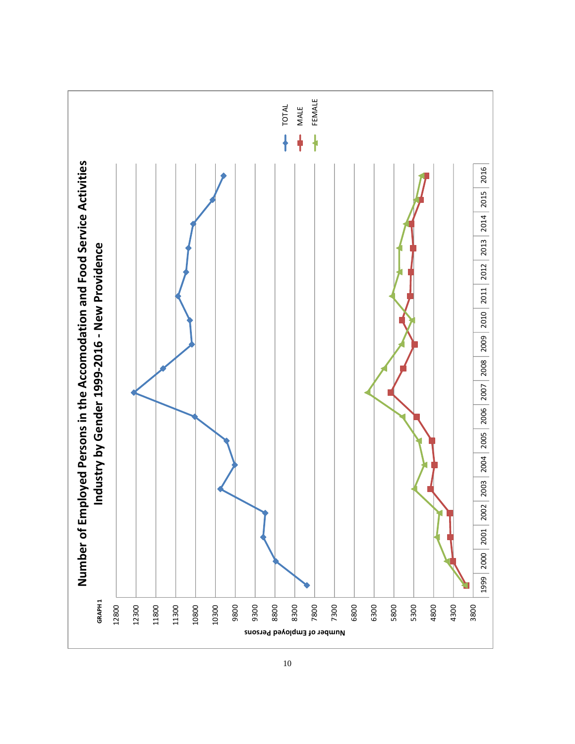GRAPH 1

# Number of Employed Persons in the Accomodation and Food Service Activities Industry by Gender 1999-2016 - New Providence

Number of Employed Persons

12800, 12300, 11800, 11300, 10800, 10300, 9800, 9300, 8800, 8300, 7800, 7300, 6800, 6300, 5800, 5300, 4800, 4300, 3800

1999 | 2000 | 2001 | 2002 | 2003 | 2004 | 2005 | 2006 | 2007 | 2008 | 2009 | 2010 | 2011 | 2012 | 2013 | 2014 | 2015 | 2016

TOTAL
MALE
FEMALE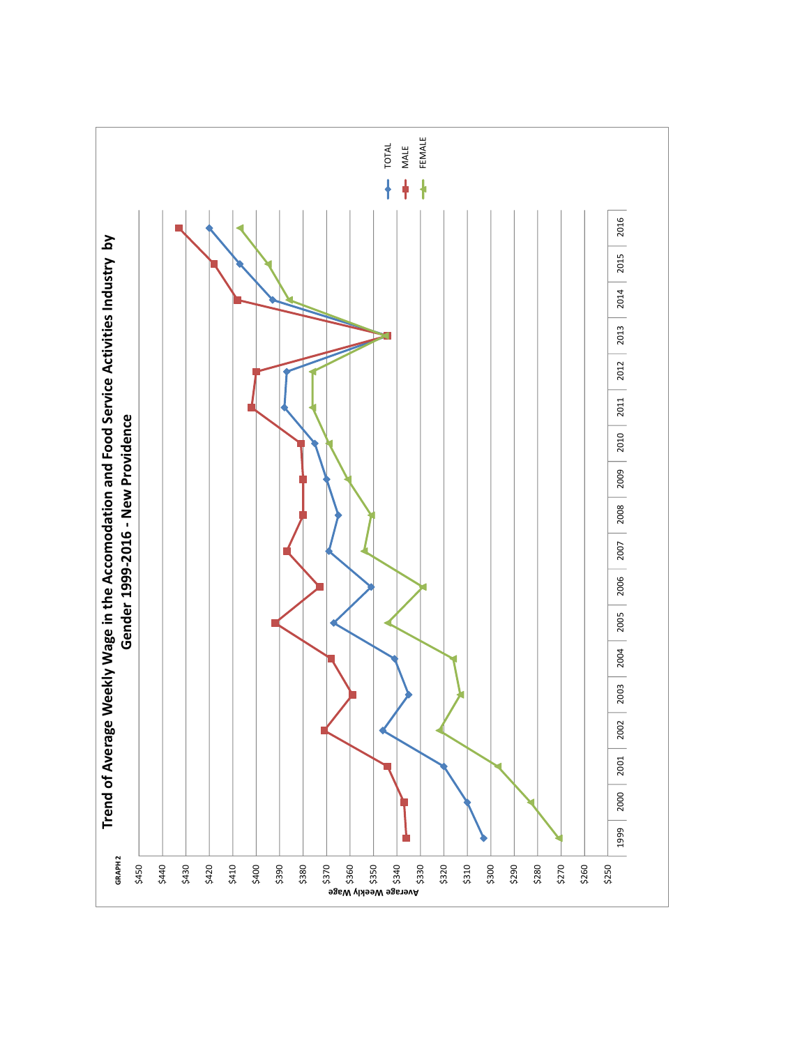GRAPH 2

# Trend of Average Weekly Wage in the Accomodation and Food Service Activities Industry by Gender 1999-2016 - New Providence

Average Weekly Wage: $250, $260, $270, $280, $290, $300, $310, $320, $330, $340, $350, $360, $370, $380, $390, $400, $410, $420, $430, $440, $450

Years: 1999, 2000, 2001, 2002, 2003, 2004, 2005, 2006, 2007, 2008, 2009, 2010, 2011, 2012, 2013, 2014, 2015, 2016

Legend: TOTAL, MALE, FEMALE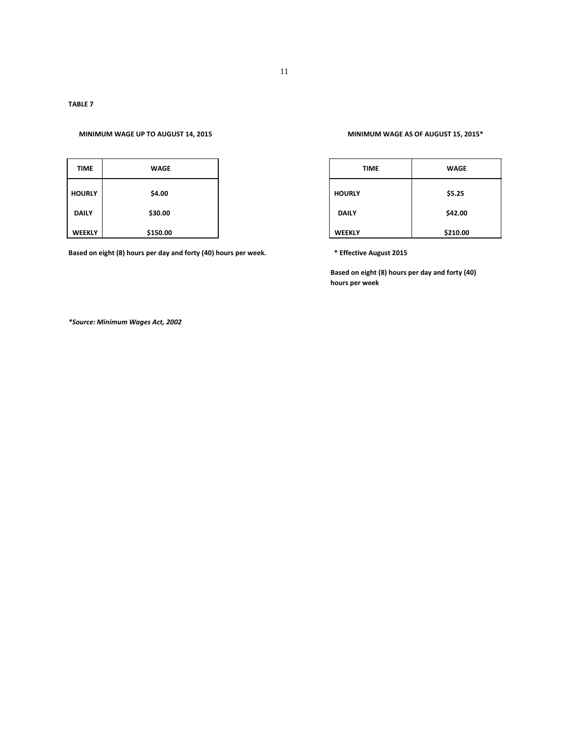**TABLE 7**

**MINIMUM WAGE UP TO AUGUST 14, 2015**

| TIME | WAGE |
|---|---|
| HOURLY | $4.00 |
| DAILY | $30.00 |
| WEEKLY | $150.00 |

**Based on eight (8) hours per day and forty (40) hours per week.**

**MINIMUM WAGE AS OF AUGUST 15, 2015***

| TIME | WAGE |
|---|---|
| HOURLY | $5.25 |
| DAILY | $42.00 |
| WEEKLY | $210.00 |

**\* Effective August 2015**

**Based on eight (8) hours per day and forty (40) hours per week**

***Source: Minimum Wages Act, 2002***